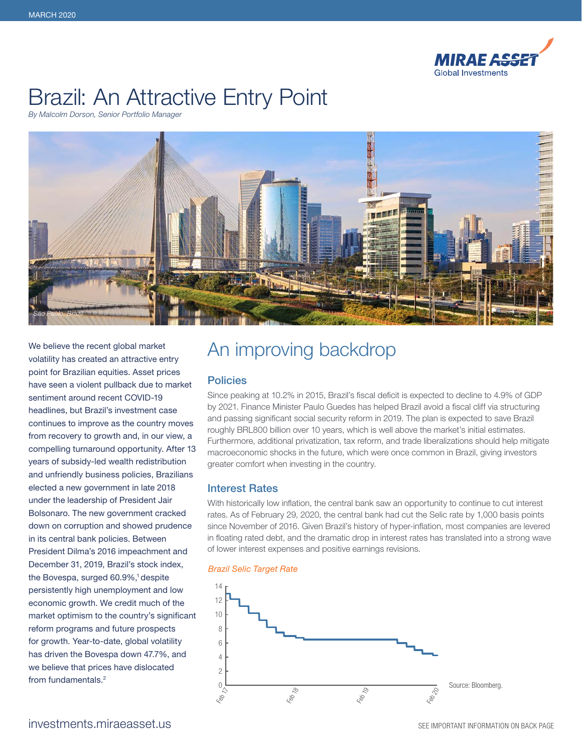MARCH 2020

# Brazil: An Attractive Entry Point

*By Malcolm Dorson, Senior Portfolio Manager*

*São Paulo, Brazil*

We believe the recent global market volatility has created an attractive entry point for Brazilian equities. Asset prices have seen a violent pullback due to market sentiment around recent COVID-19 headlines, but Brazil's investment case continues to improve as the country moves from recovery to growth and, in our view, a compelling turnaround opportunity. After 13 years of subsidy-led wealth redistribution and unfriendly business policies, Brazilians elected a new government in late 2018 under the leadership of President Jair Bolsonaro. The new government cracked down on corruption and showed prudence in its central bank policies. Between President Dilma's 2016 impeachment and December 31, 2019, Brazil's stock index, the Bovespa, surged 60.9%,[1] despite persistently high unemployment and low economic growth. We credit much of the market optimism to the country's significant reform programs and future prospects for growth. Year-to-date, global volatility has driven the Bovespa down 47.7%, and we believe that prices have dislocated from fundamentals.[2]

## An improving backdrop

### Policies

Since peaking at 10.2% in 2015, Brazil's fiscal deficit is expected to decline to 4.9% of GDP by 2021. Finance Minister Paulo Guedes has helped Brazil avoid a fiscal cliff via structuring and passing significant social security reform in 2019. The plan is expected to save Brazil roughly BRL800 billion over 10 years, which is well above the market's initial estimates. Furthermore, additional privatization, tax reform, and trade liberalizations should help mitigate macroeconomic shocks in the future, which were once common in Brazil, giving investors greater comfort when investing in the country.

### Interest Rates

With historically low inflation, the central bank saw an opportunity to continue to cut interest rates. As of February 29, 2020, the central bank had cut the Selic rate by 1,000 basis points since November of 2016. Given Brazil's history of hyper-inflation, most companies are levered in floating rated debt, and the dramatic drop in interest rates has translated into a strong wave of lower interest expenses and positive earnings revisions.

*Brazil Selic Target Rate*

Source: Bloomberg.

investments.miraeasset.us

SEE IMPORTANT INFORMATION ON BACK PAGE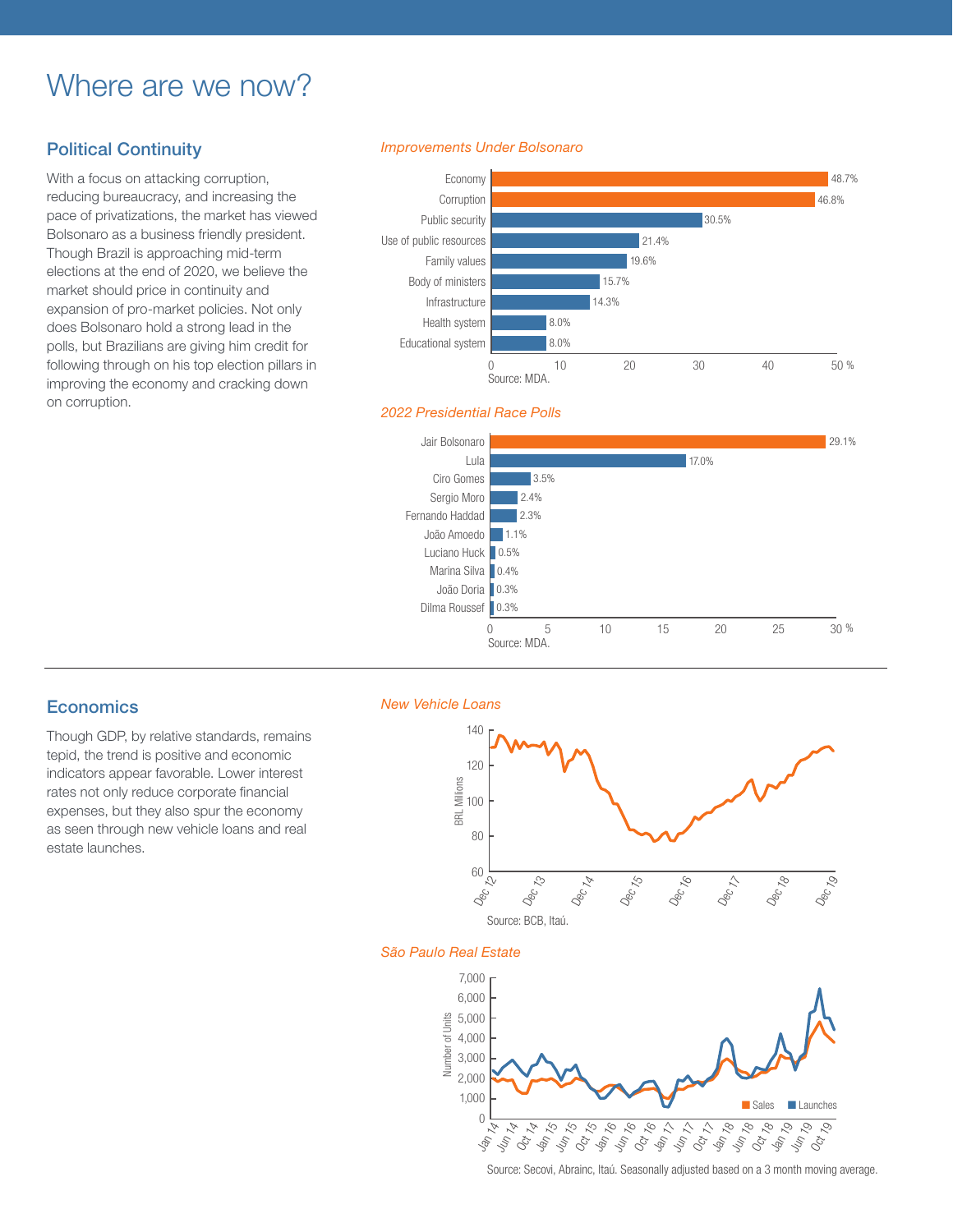# Where are we now?

## Political Continuity

With a focus on attacking corruption, reducing bureaucracy, and increasing the pace of privatizations, the market has viewed Bolsonaro as a business friendly president. Though Brazil is approaching mid-term elections at the end of 2020, we believe the market should price in continuity and expansion of pro-market policies. Not only does Bolsonaro hold a strong lead in the polls, but Brazilians are giving him credit for following through on his top election pillars in improving the economy and cracking down on corruption.

*Improvements Under Bolsonaro*

| Area | % |
|---|---|
| Economy | 48.7% |
| Corruption | 46.8% |
| Public security | 30.5% |
| Use of public resources | 21.4% |
| Family values | 19.6% |
| Body of ministers | 15.7% |
| Infrastructure | 14.3% |
| Health system | 8.0% |
| Educational system | 8.0% |

Source: MDA.

*2022 Presidential Race Polls*

| Candidate | % |
|---|---|
| Jair Bolsonaro | 29.1% |
| Lula | 17.0% |
| Ciro Gomes | 3.5% |
| Sergio Moro | 2.4% |
| Fernando Haddad | 2.3% |
| João Amoedo | 1.1% |
| Luciano Huck | 0.5% |
| Marina Silva | 0.4% |
| João Doria | 0.3% |
| Dilma Roussef | 0.3% |

Source: MDA.

## Economics

Though GDP, by relative standards, remains tepid, the trend is positive and economic indicators appear favorable. Lower interest rates not only reduce corporate financial expenses, but they also spur the economy as seen through new vehicle loans and real estate launches.

*New Vehicle Loans*

Source: BCB, Itaú.

*São Paulo Real Estate*

Source: Secovi, Abrainc, Itaú. Seasonally adjusted based on a 3 month moving average.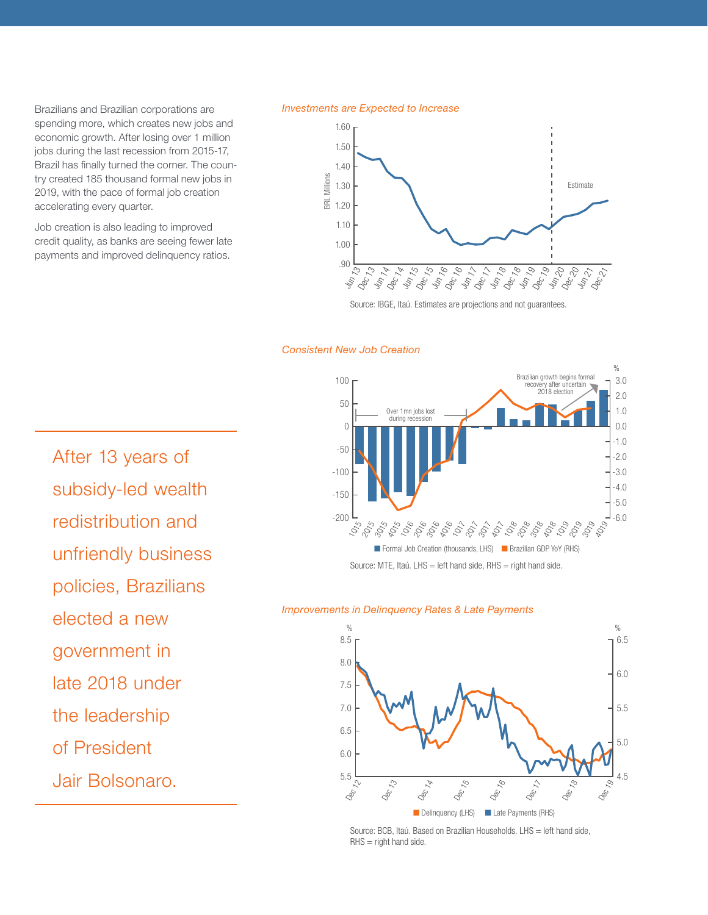Brazilians and Brazilian corporations are spending more, which creates new jobs and economic growth. After losing over 1 million jobs during the last recession from 2015-17, Brazil has finally turned the corner. The country created 185 thousand formal new jobs in 2019, with the pace of formal job creation accelerating every quarter.

Job creation is also leading to improved credit quality, as banks are seeing fewer late payments and improved delinquency ratios.

*Investments are Expected to Increase*

Source: IBGE, Itaú. Estimates are projections and not guarantees.

*Consistent New Job Creation*

Source: MTE, Itaú. LHS = left hand side, RHS = right hand side.

*Improvements in Delinquency Rates & Late Payments*

Source: BCB, Itaú. Based on Brazilian Households. LHS = left hand side, RHS = right hand side.

> After 13 years of subsidy-led wealth redistribution and unfriendly business policies, Brazilians elected a new government in late 2018 under the leadership of President Jair Bolsonaro.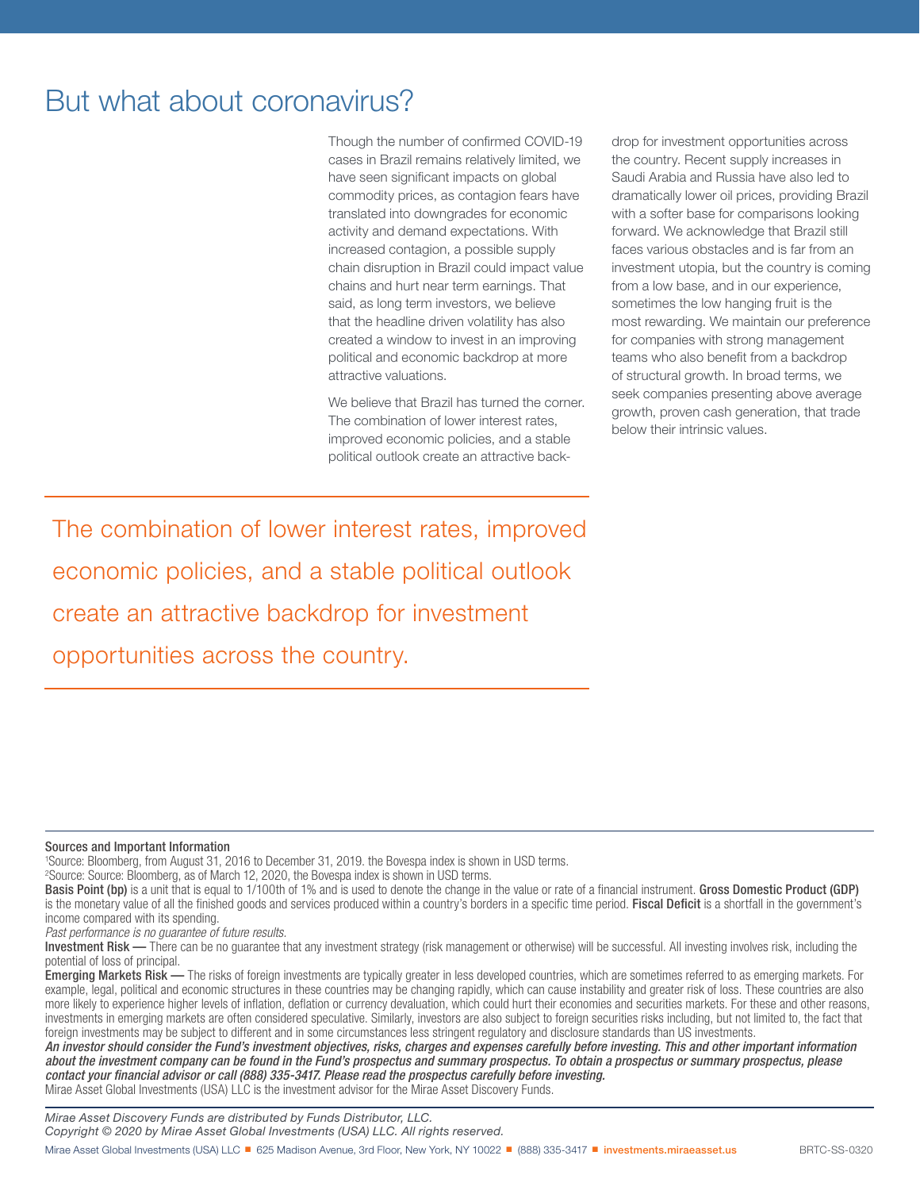# But what about coronavirus?

Though the number of confirmed COVID-19 cases in Brazil remains relatively limited, we have seen significant impacts on global commodity prices, as contagion fears have translated into downgrades for economic activity and demand expectations. With increased contagion, a possible supply chain disruption in Brazil could impact value chains and hurt near term earnings. That said, as long term investors, we believe that the headline driven volatility has also created a window to invest in an improving political and economic backdrop at more attractive valuations.

We believe that Brazil has turned the corner. The combination of lower interest rates, improved economic policies, and a stable political outlook create an attractive backdrop for investment opportunities across the country. Recent supply increases in Saudi Arabia and Russia have also led to dramatically lower oil prices, providing Brazil with a softer base for comparisons looking forward. We acknowledge that Brazil still faces various obstacles and is far from an investment utopia, but the country is coming from a low base, and in our experience, sometimes the low hanging fruit is the most rewarding. We maintain our preference for companies with strong management teams who also benefit from a backdrop of structural growth. In broad terms, we seek companies presenting above average growth, proven cash generation, that trade below their intrinsic values.

> The combination of lower interest rates, improved economic policies, and a stable political outlook create an attractive backdrop for investment opportunities across the country.

**Sources and Important Information**

[1]Source: Bloomberg, from August 31, 2016 to December 31, 2019. the Bovespa index is shown in USD terms.
[2]Source: Source: Bloomberg, as of March 12, 2020, the Bovespa index is shown in USD terms.

**Basis Point (bp)** is a unit that is equal to 1/100th of 1% and is used to denote the change in the value or rate of a financial instrument. **Gross Domestic Product (GDP)** is the monetary value of all the finished goods and services produced within a country's borders in a specific time period. **Fiscal Deficit** is a shortfall in the government's income compared with its spending.

*Past performance is no guarantee of future results.*

**Investment Risk —** There can be no guarantee that any investment strategy (risk management or otherwise) will be successful. All investing involves risk, including the potential of loss of principal.

**Emerging Markets Risk —** The risks of foreign investments are typically greater in less developed countries, which are sometimes referred to as emerging markets. For example, legal, political and economic structures in these countries may be changing rapidly, which can cause instability and greater risk of loss. These countries are also more likely to experience higher levels of inflation, deflation or currency devaluation, which could hurt their economies and securities markets. For these and other reasons, investments in emerging markets are often considered speculative. Similarly, investors are also subject to foreign securities risks including, but not limited to, the fact that foreign investments may be subject to different and in some circumstances less stringent regulatory and disclosure standards than US investments.

***An investor should consider the Fund's investment objectives, risks, charges and expenses carefully before investing. This and other important information about the investment company can be found in the Fund's prospectus and summary prospectus. To obtain a prospectus or summary prospectus, please contact your financial advisor or call (888) 335-3417. Please read the prospectus carefully before investing.***

Mirae Asset Global Investments (USA) LLC is the investment advisor for the Mirae Asset Discovery Funds.

*Mirae Asset Discovery Funds are distributed by Funds Distributor, LLC.*
*Copyright © 2020 by Mirae Asset Global Investments (USA) LLC. All rights reserved.*

Mirae Asset Global Investments (USA) LLC ■ 625 Madison Avenue, 3rd Floor, New York, NY 10022 ■ (888) 335-3417 ■ **investments.miraeasset.us**

BRTC-SS-0320